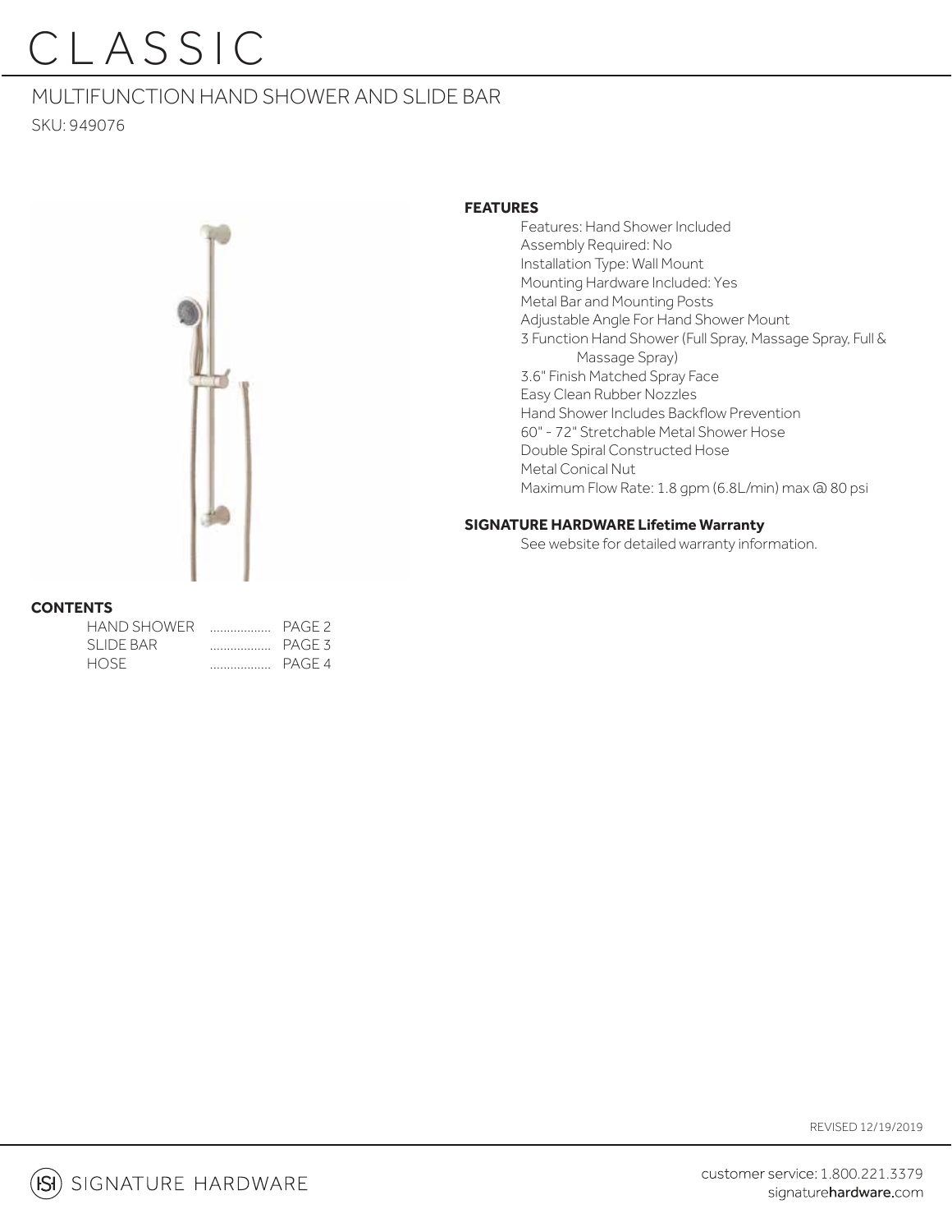# CLASSIC

## MULTIFUNCTION HAND SHOWER AND SLIDE BAR

SKU: 949076

### FEATURES

- Features: Hand Shower Included
- Assembly Required: No
- Installation Type: Wall Mount
- Mounting Hardware Included: Yes
- Metal Bar and Mounting Posts
- Adjustable Angle For Hand Shower Mount
- 3 Function Hand Shower (Full Spray, Massage Spray, Full & Massage Spray)
- 3.6" Finish Matched Spray Face
- Easy Clean Rubber Nozzles
- Hand Shower Includes Backflow Prevention
- 60" - 72" Stretchable Metal Shower Hose
- Double Spiral Constructed Hose
- Metal Conical Nut
- Maximum Flow Rate: 1.8 gpm (6.8L/min) max @ 80 psi

### SIGNATURE HARDWARE Lifetime Warranty

See website for detailed warranty information.

### CONTENTS

| | |
|---|---|
| HAND SHOWER | PAGE 2 |
| SLIDE BAR | PAGE 3 |
| HOSE | PAGE 4 |

REVISED 12/19/2019

SIGNATURE HARDWARE

customer service: 1.800.221.3379
signaturehardware.com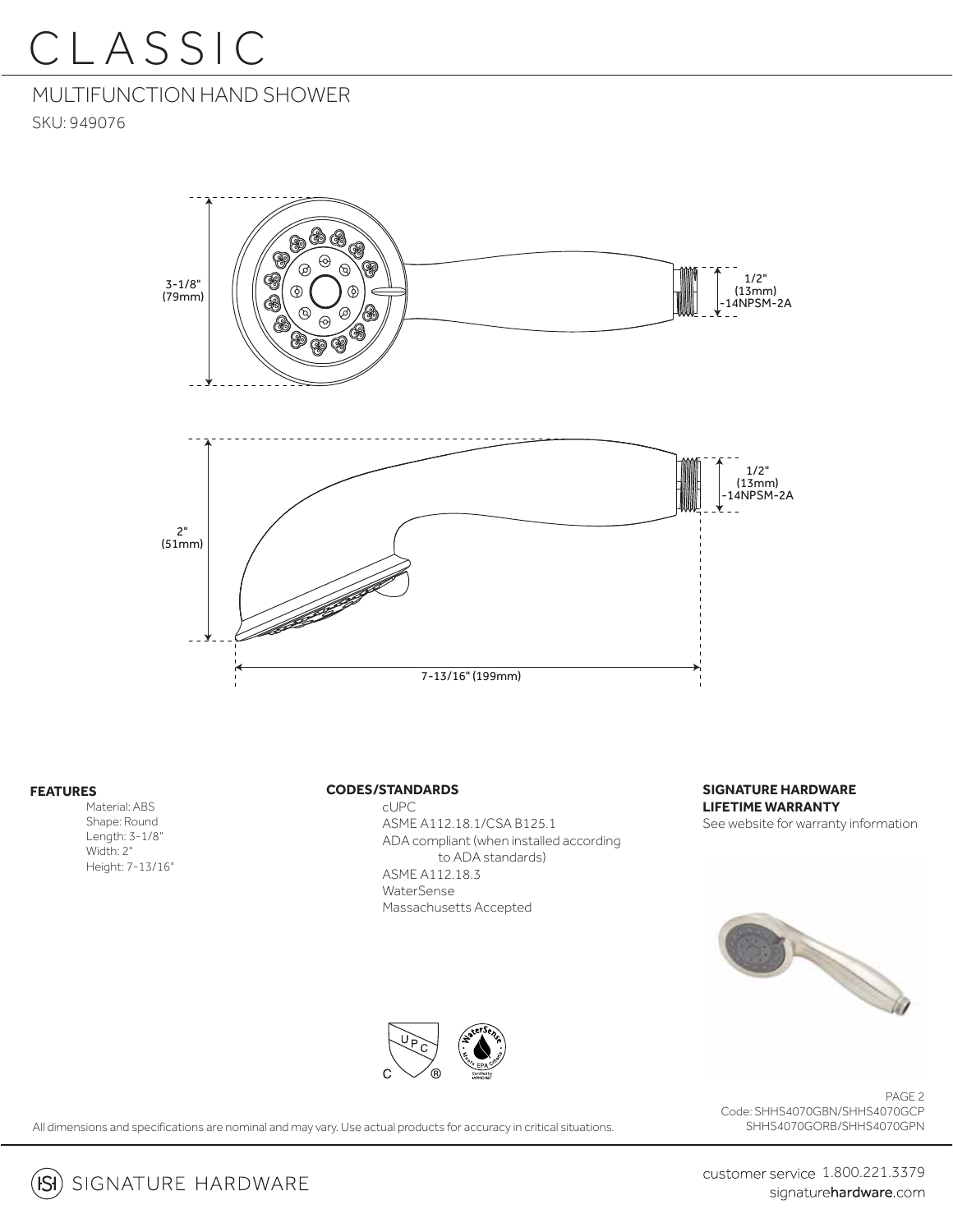# CLASSIC

## MULTIFUNCTION HAND SHOWER

SKU: 949076

3-1/8" (79mm)

1/2" (13mm) -14NPSM-2A

2" (51mm)

1/2" (13mm) -14NPSM-2A

7-13/16" (199mm)

**FEATURES**

- Material: ABS
- Shape: Round
- Length: 3-1/8"
- Width: 2"
- Height: 7-13/16"

**CODES/STANDARDS**

- cUPC
- ASME A112.18.1/CSA B125.1
- ADA compliant (when installed according to ADA standards)
- ASME A112.18.3
- WaterSense
- Massachusetts Accepted

**SIGNATURE HARDWARE LIFETIME WARRANTY**

See website for warranty information

Code: SHHS4070GBN/SHHS4070GCP SHHS4070GORB/SHHS4070GPN

All dimensions and specifications are nominal and may vary. Use actual products for accuracy in critical situations.

SIGNATURE HARDWARE

customer service 1.800.221.3379
signaturehardware.com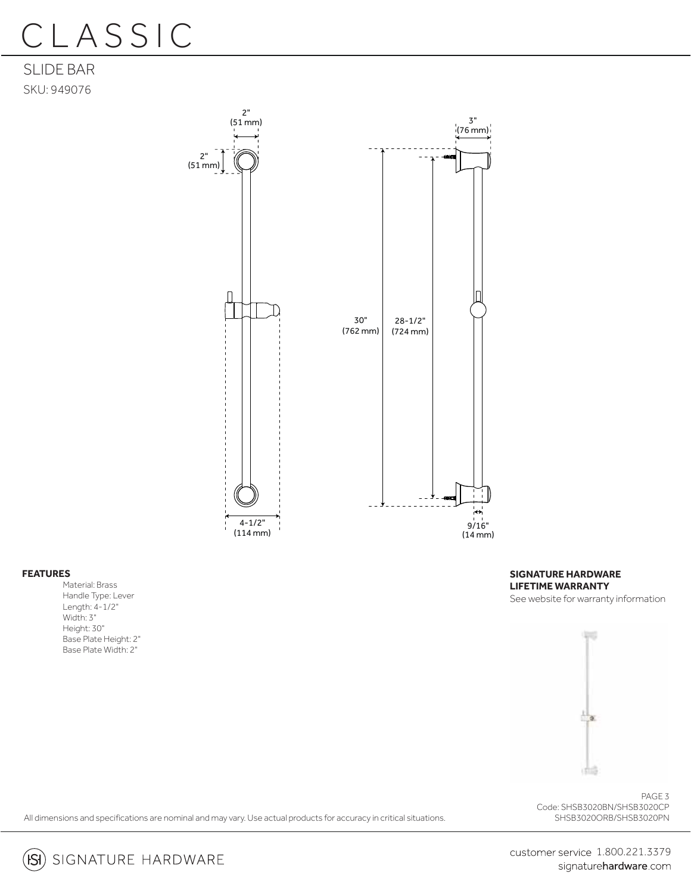# CLASSIC

## SLIDE BAR

SKU: 949076

2" (51 mm)

2" (51 mm)

3" (76 mm)

30" (762 mm)

28-1/2" (724 mm)

4-1/2" (114 mm)

9/16" (14 mm)

**FEATURES**

- Material: Brass
- Handle Type: Lever
- Length: 4-1/2"
- Width: 3"
- Height: 30"
- Base Plate Height: 2"
- Base Plate Width: 2"

**SIGNATURE HARDWARE LIFETIME WARRANTY**

See website for warranty information

Code: SHSB3020BN/SHSB3020CP
SHSB3020ORB/SHSB3020PN

All dimensions and specifications are nominal and may vary. Use actual products for accuracy in critical situations.

SIGNATURE HARDWARE

customer service 1.800.221.3379
signaturehardware.com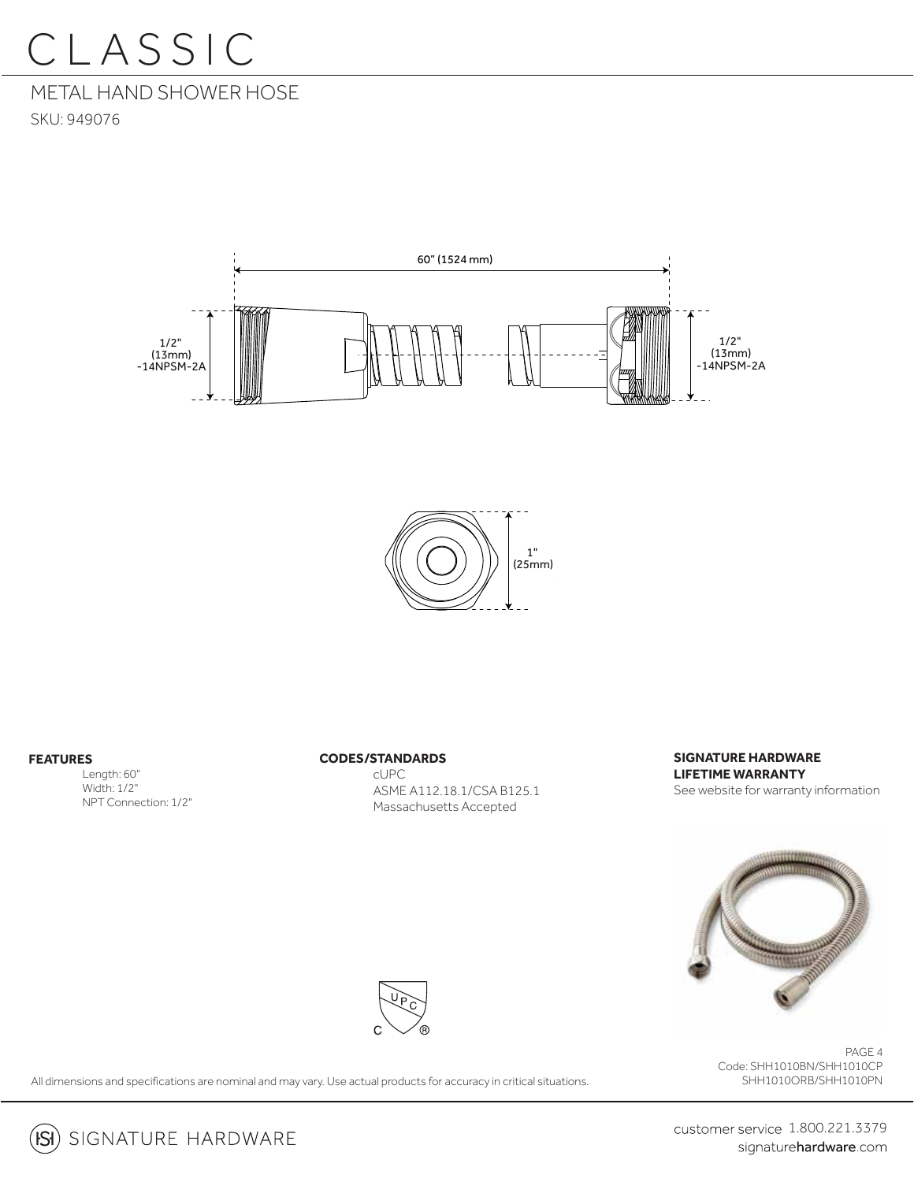# CLASSIC

## METAL HAND SHOWER HOSE

SKU: 949076

60" (1524 mm)

1/2" (13mm) -14NPSM-2A

1/2" (13mm) -14NPSM-2A

1" (25mm)

**FEATURES**

Length: 60"
Width: 1/2"
NPT Connection: 1/2"

**CODES/STANDARDS**

cUPC
ASME A112.18.1/CSA B125.1
Massachusetts Accepted

**SIGNATURE HARDWARE LIFETIME WARRANTY**

See website for warranty information

Code: SHH1010BN/SHH1010CP
SHH1010ORB/SHH1010PN

All dimensions and specifications are nominal and may vary. Use actual products for accuracy in critical situations.

SIGNATURE HARDWARE

customer service 1.800.221.3379
signaturehardware.com